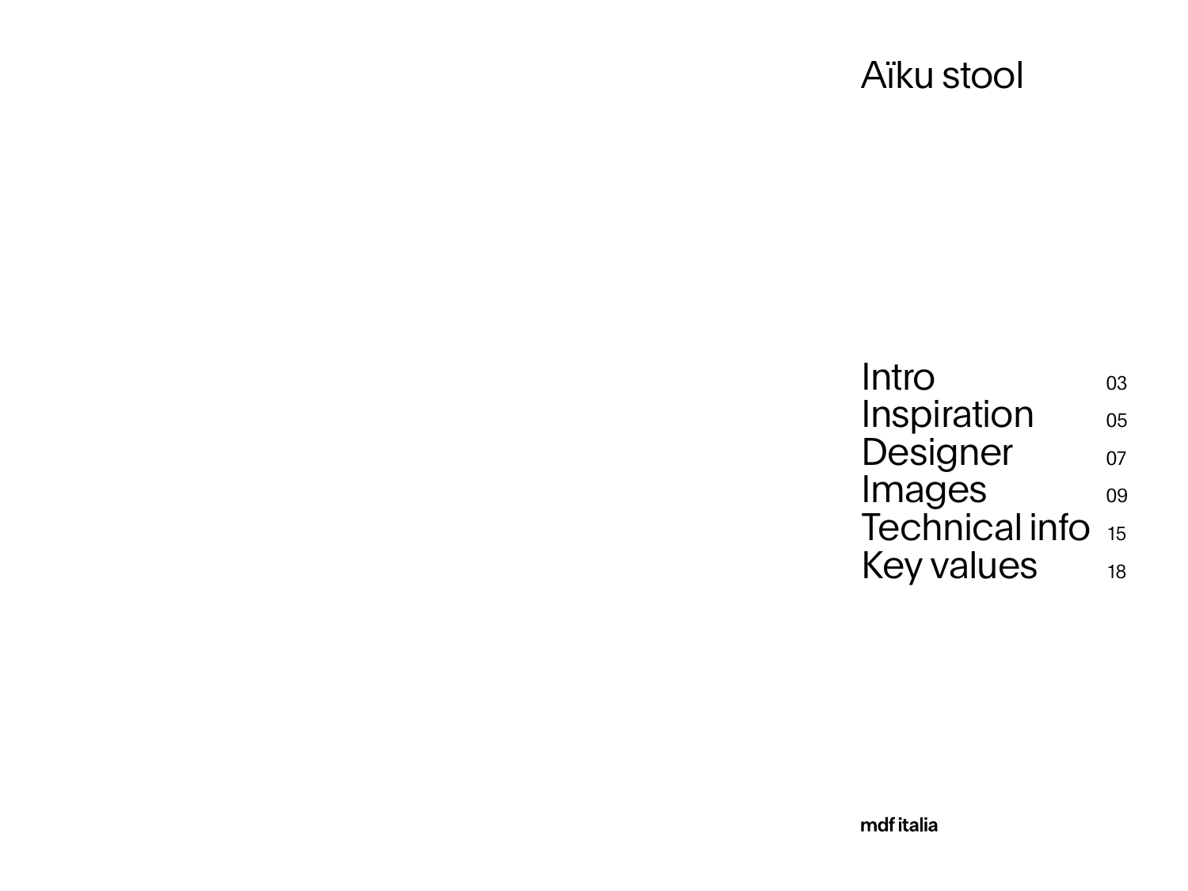# Aïku stool

| | |
|---|---|
| Intro | 03 |
| Inspiration | 05 |
| Designer | 07 |
| Images | 09 |
| Technical info | 15 |
| Key values | 18 |

**mdf italia**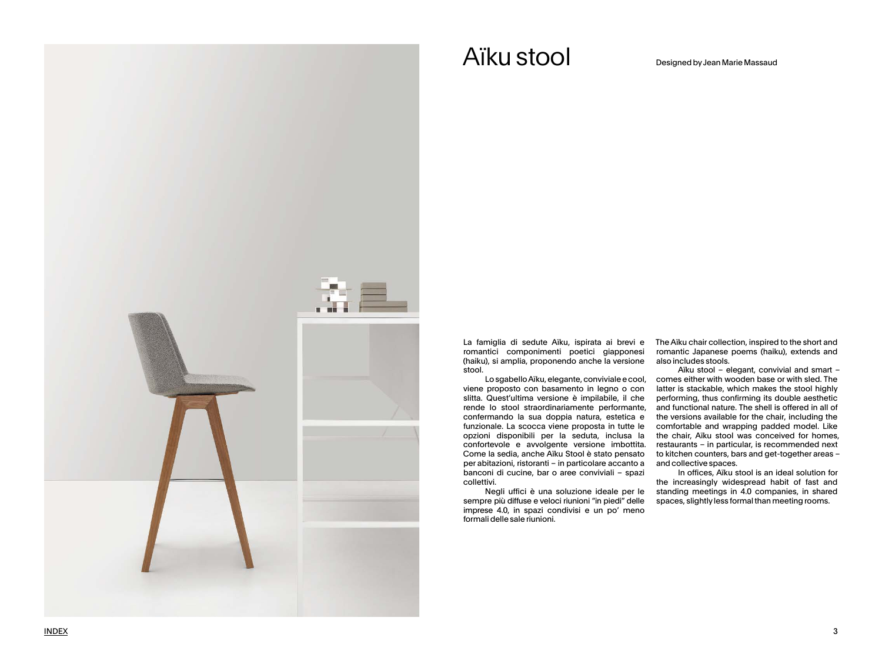# Aïku stool

Designed by Jean Marie Massaud

La famiglia di sedute Aïku, ispirata ai brevi e romantici componimenti poetici giapponesi (haiku), si amplia, proponendo anche la versione stool.

Lo sgabello Aïku, elegante, conviviale e cool, viene proposto con basamento in legno o con slitta. Quest'ultima versione è impilabile, il che rende lo stool straordinariamente performante, confermando la sua doppia natura, estetica e funzionale. La scocca viene proposta in tutte le opzioni disponibili per la seduta, inclusa la confortevole e avvolgente versione imbottita. Come la sedia, anche Aïku Stool è stato pensato per abitazioni, ristoranti – in particolare accanto a banconi di cucine, bar o aree conviviali – spazi collettivi.

Negli uffici è una soluzione ideale per le sempre più diffuse e veloci riunioni "in piedi" delle imprese 4.0, in spazi condivisi e un po' meno formali delle sale riunioni.

The Aïku chair collection, inspired to the short and romantic Japanese poems (haiku), extends and also includes stools.

Aïku stool – elegant, convivial and smart – comes either with wooden base or with sled. The latter is stackable, which makes the stool highly performing, thus confirming its double aesthetic and functional nature. The shell is offered in all of the versions available for the chair, including the comfortable and wrapping padded model. Like the chair, Aïku stool was conceived for homes, restaurants – in particular, is recommended next to kitchen counters, bars and get-together areas – and collective spaces.

In offices, Aïku stool is an ideal solution for the increasingly widespread habit of fast and standing meetings in 4.0 companies, in shared spaces, slightly less formal than meeting rooms.

INDEX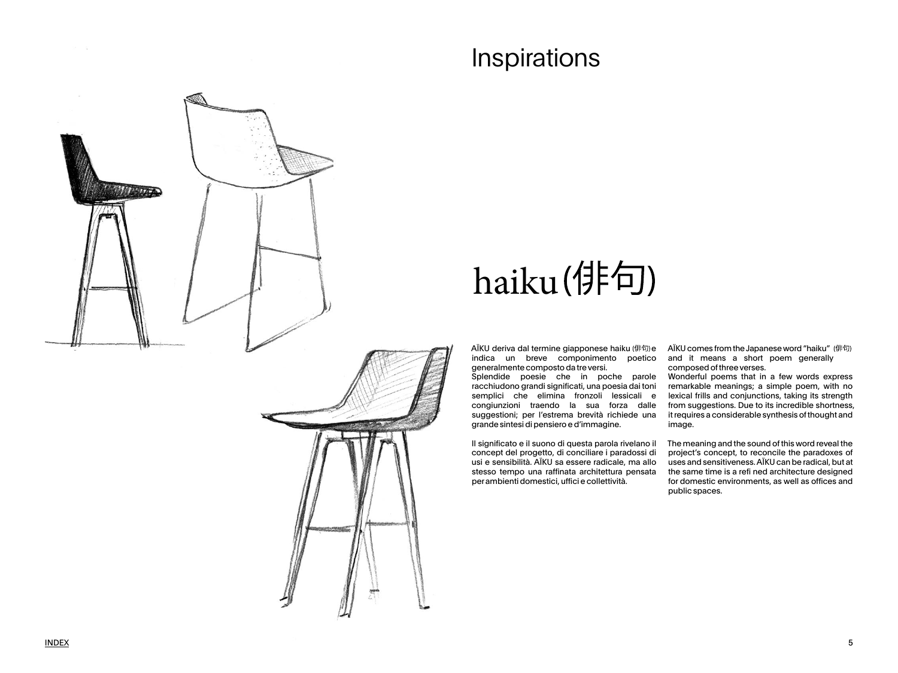# Inspirations

## haiku (俳句)

AÏKU deriva dal termine giapponese haiku (俳句) e indica un breve componimento poetico generalmente composto da tre versi.
Splendide poesie che in poche parole racchiudono grandi significati, una poesia dai toni semplici che elimina fronzoli lessicali e congiunzioni traendo la sua forza dalle suggestioni; per l'estrema brevità richiede una grande sintesi di pensiero e d'immagine.

Il significato e il suono di questa parola rivelano il concept del progetto, di conciliare i paradossi di usi e sensibilità. AÏKU sa essere radicale, ma allo stesso tempo una raffinata architettura pensata per ambienti domestici, uffici e collettività.

AÏKU comes from the Japanese word "haiku" (俳句) and it means a short poem generally composed of three verses.
Wonderful poems that in a few words express remarkable meanings; a simple poem, with no lexical frills and conjunctions, taking its strength from suggestions. Due to its incredible shortness, it requires a considerable synthesis of thought and image.

The meaning and the sound of this word reveal the project's concept, to reconcile the paradoxes of uses and sensitiveness. AÏKU can be radical, but at the same time is a refi ned architecture designed for domestic environments, as well as offices and public spaces.

INDEX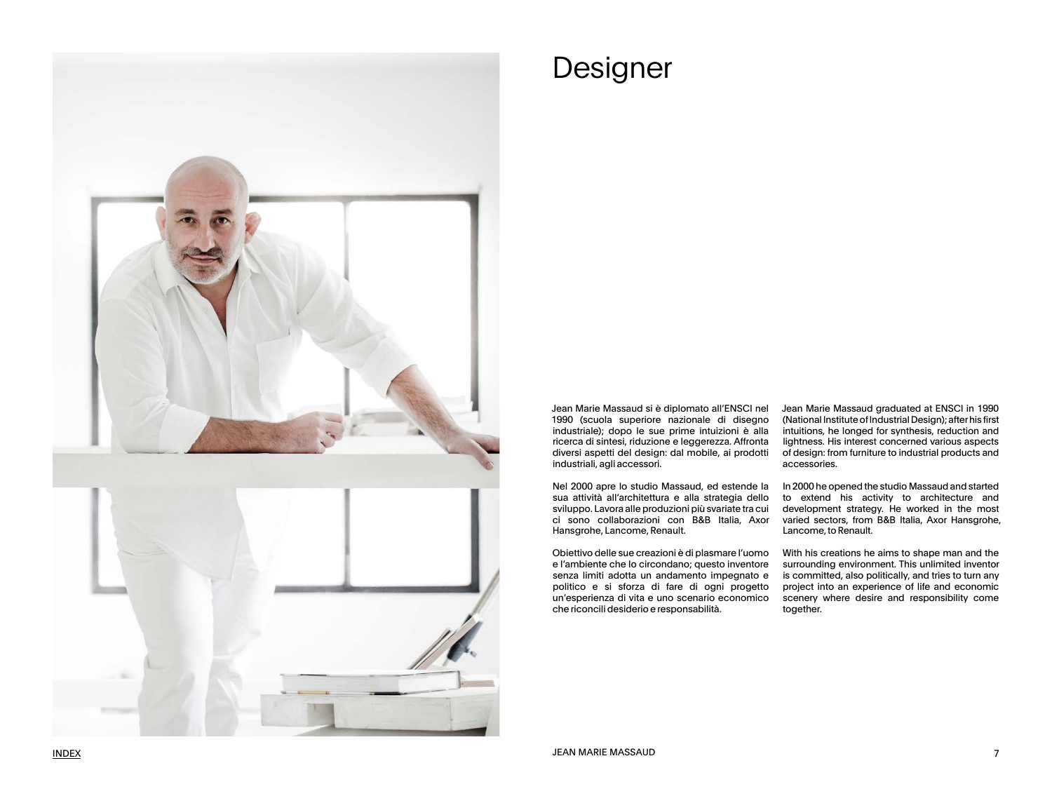# Designer

Jean Marie Massaud si è diplomato all'ENSCI nel 1990 (scuola superiore nazionale di disegno industriale); dopo le sue prime intuizioni è alla ricerca di sintesi, riduzione e leggerezza. Affronta diversi aspetti del design: dal mobile, ai prodotti industriali, agli accessori.

Nel 2000 apre lo studio Massaud, ed estende la sua attività all'architettura e alla strategia dello sviluppo. Lavora alle produzioni più svariate tra cui ci sono collaborazioni con B&B Italia, Axor Hansgrohe, Lancome, Renault.

Obiettivo delle sue creazioni è di plasmare l'uomo e l'ambiente che lo circondano; questo inventore senza limiti adotta un andamento impegnato e politico e si sforza di fare di ogni progetto un'esperienza di vita e uno scenario economico che riconcili desiderio e responsabilità.

Jean Marie Massaud graduated at ENSCI in 1990 (National Institute of Industrial Design); after his first intuitions, he longed for synthesis, reduction and lightness. His interest concerned various aspects of design: from furniture to industrial products and accessories.

In 2000 he opened the studio Massaud and started to extend his activity to architecture and development strategy. He worked in the most varied sectors, from B&B Italia, Axor Hansgrohe, Lancome, to Renault.

With his creations he aims to shape man and the surrounding environment. This unlimited inventor is committed, also politically, and tries to turn any project into an experience of life and economic scenery where desire and responsibility come together.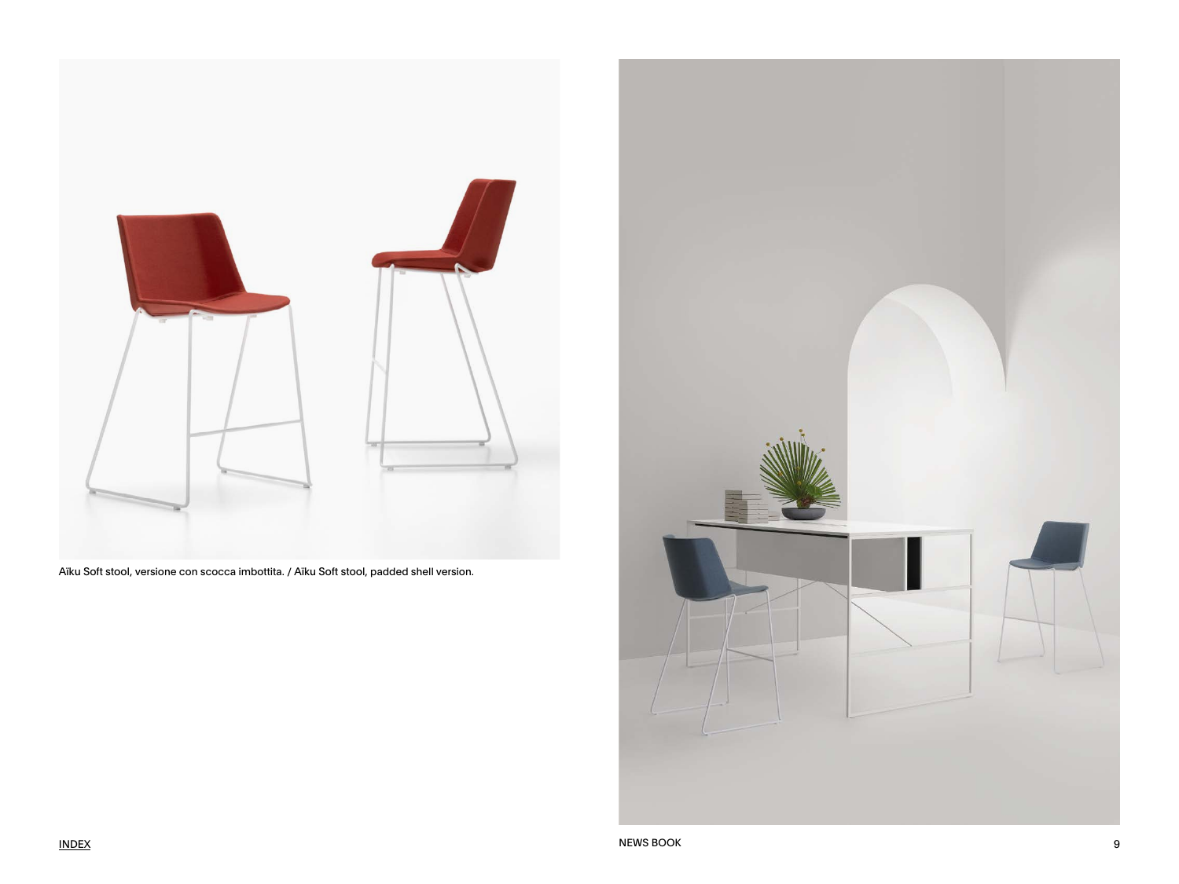Aïku Soft stool, versione con scocca imbottita. / Aïku Soft stool, padded shell version.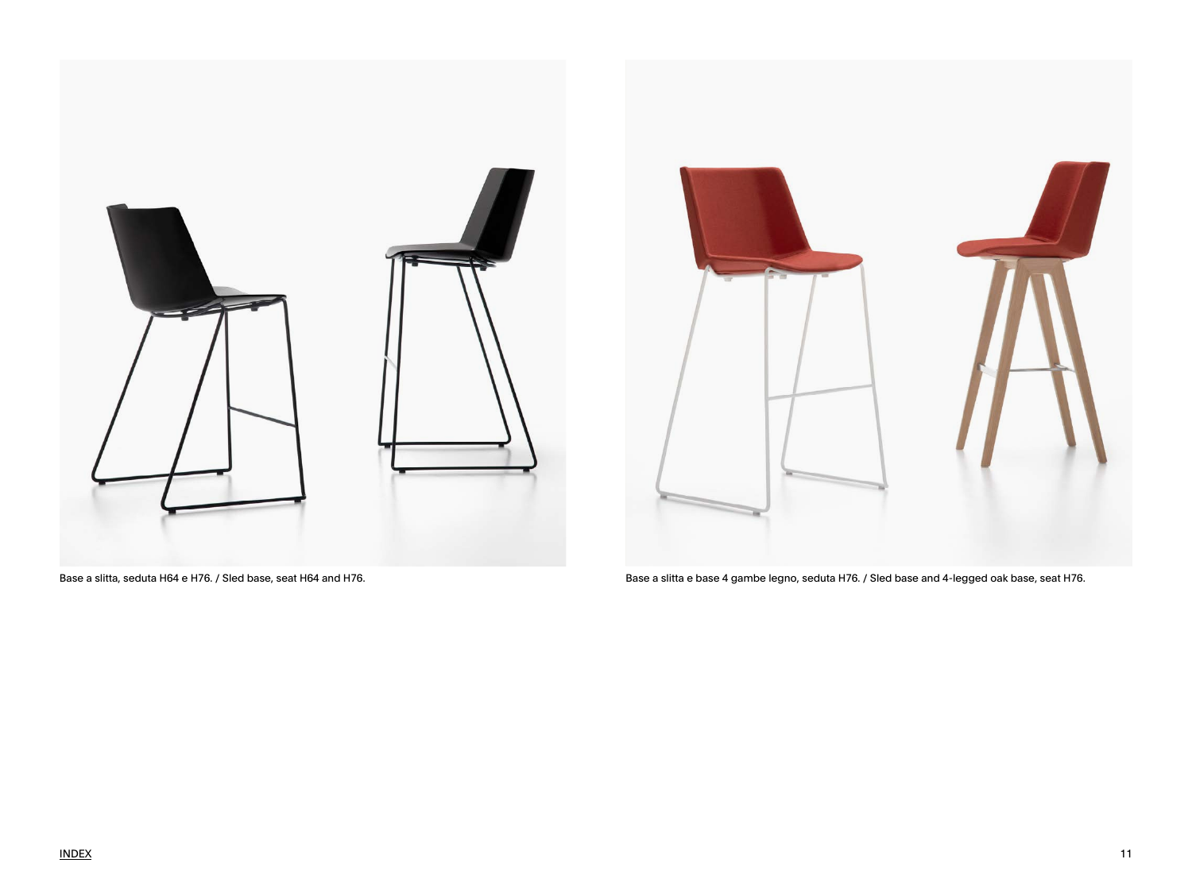Base a slitta, seduta H64 e H76. / Sled base, seat H64 and H76.

Base a slitta e base 4 gambe legno, seduta H76. / Sled base and 4-legged oak base, seat H76.

INDEX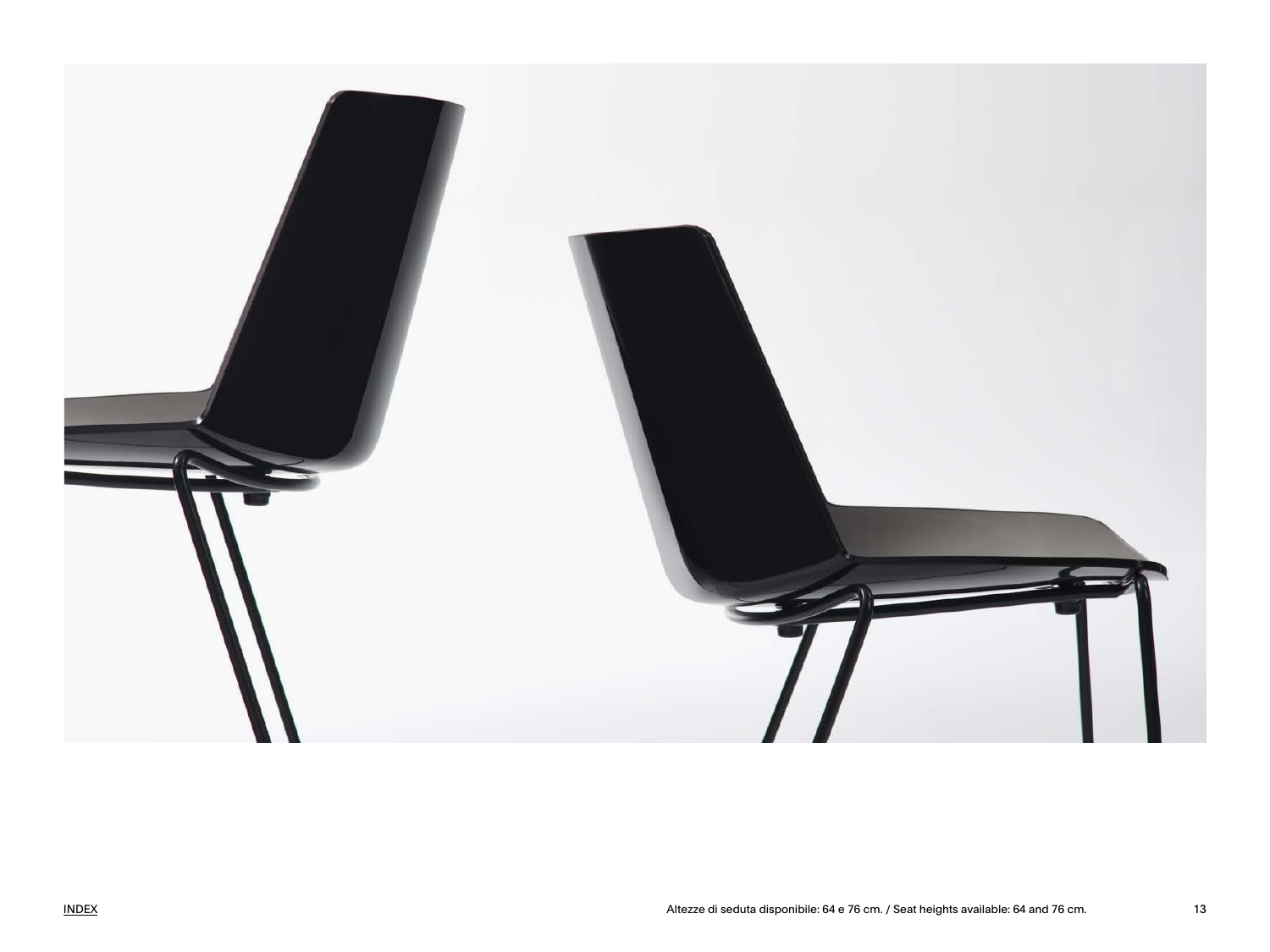INDEX

Altezze di seduta disponibile: 64 e 76 cm. / Seat heights available: 64 and 76 cm.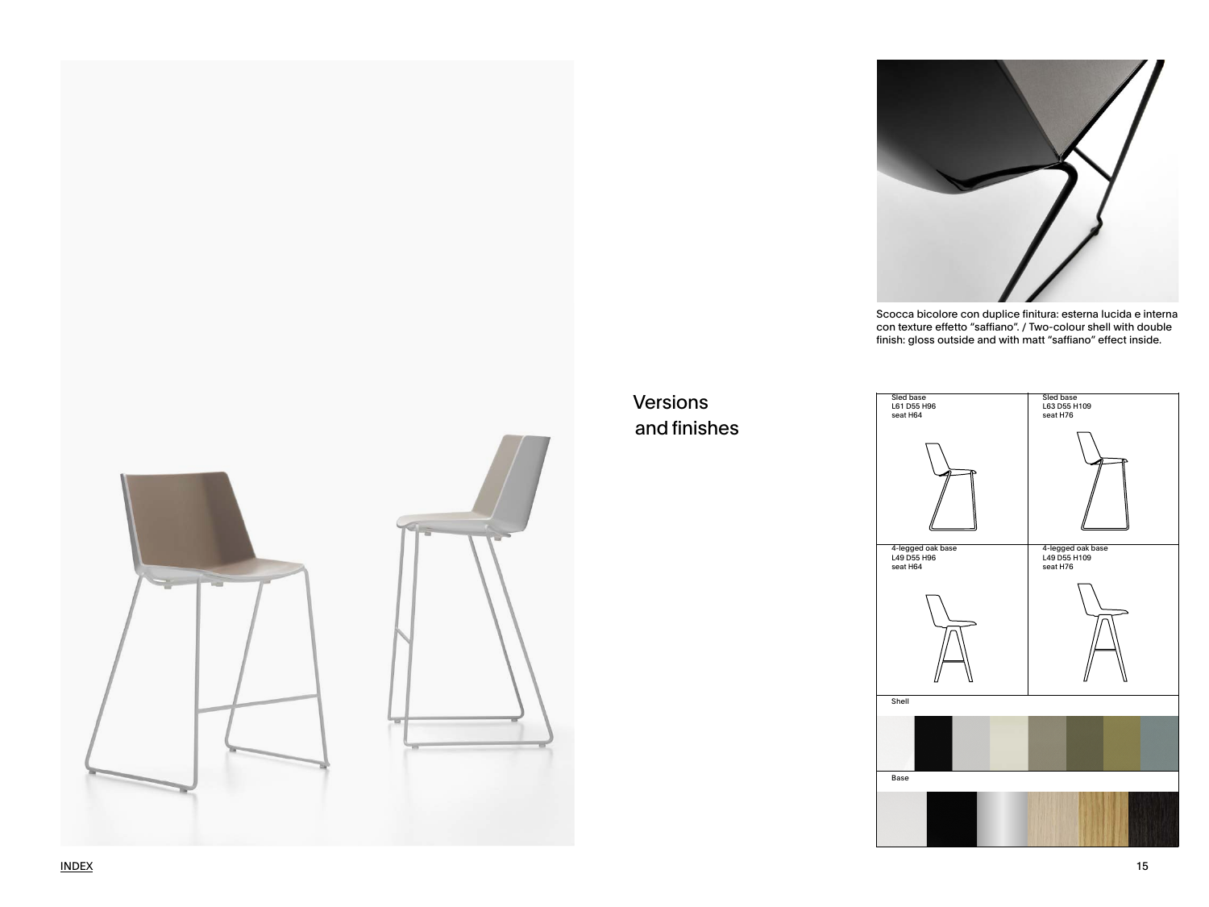Scocca bicolore con duplice finitura: esterna lucida e interna con texture effetto "saffiano". / Two-colour shell with double finish: gloss outside and with matt "saffiano" effect inside.

## Versions and finishes

| Sled base<br>L61 D55 H96<br>seat H64 | Sled base<br>L63 D55 H109<br>seat H76 |
| --- | --- |
| 4-legged oak base<br>L49 D55 H96<br>seat H64 | 4-legged oak base<br>L49 D55 H109<br>seat H76 |

Shell

Base

INDEX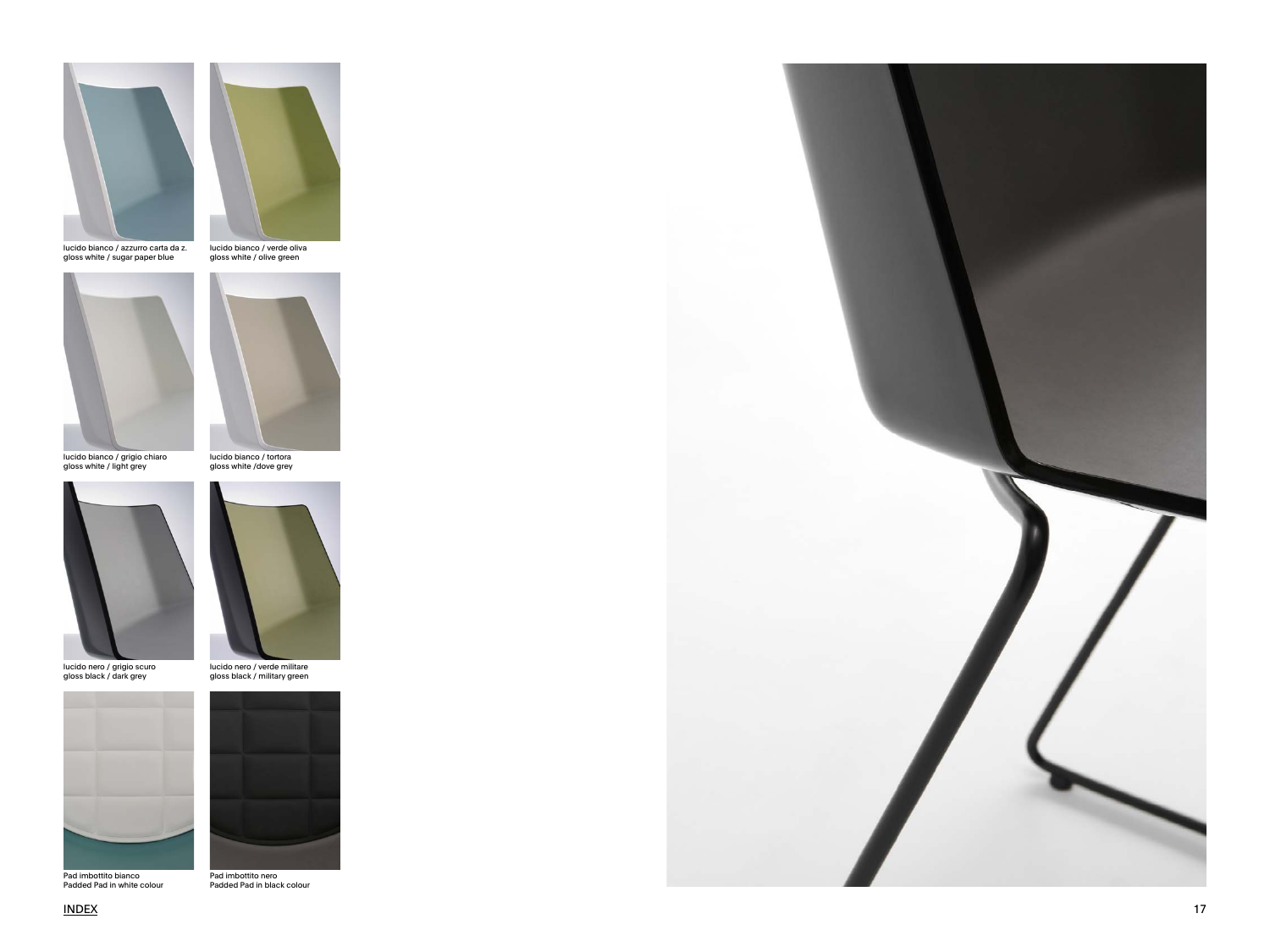lucido bianco / azzurro carta da z.
gloss white / sugar paper blue

lucido bianco / verde oliva
gloss white / olive green

lucido bianco / grigio chiaro
gloss white / light grey

lucido bianco / tortora
gloss white /dove grey

lucido nero / grigio scuro
gloss black / dark grey

lucido nero / verde militare
gloss black / military green

Pad imbottito bianco
Padded Pad in white colour

Pad imbottito nero
Padded Pad in black colour

INDEX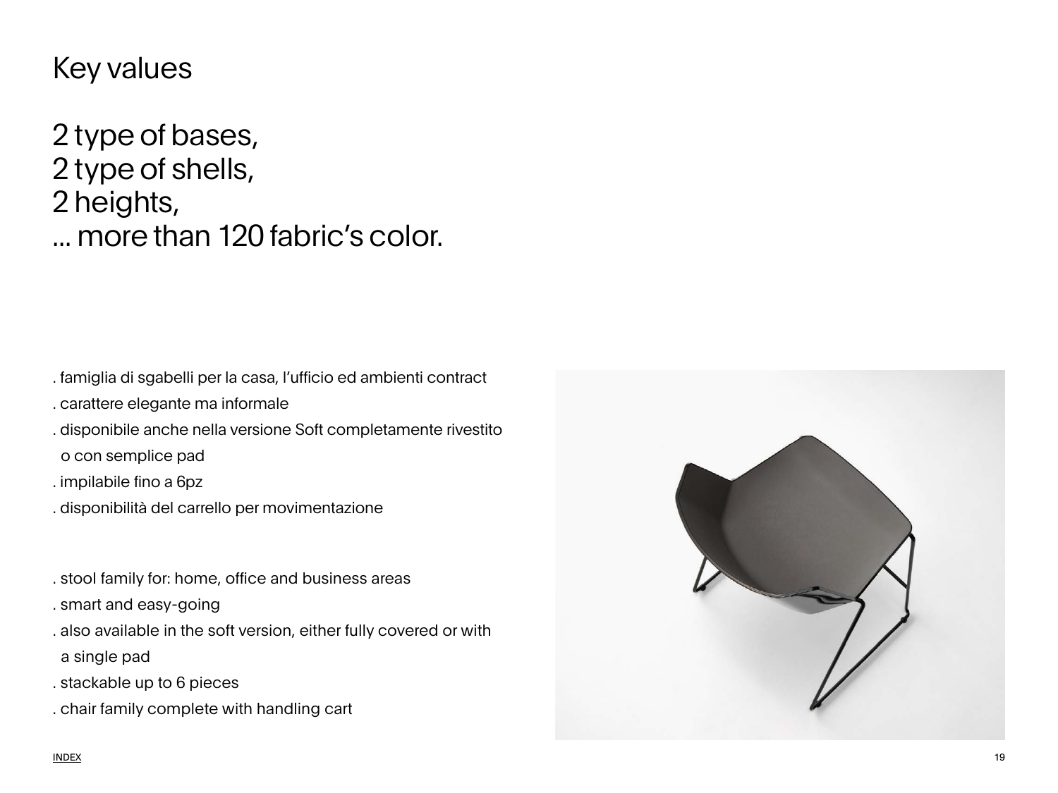# Key values

## 2 type of bases,
## 2 type of shells,
## 2 heights,
## ... more than 120 fabric's color.

. famiglia di sgabelli per la casa, l'ufficio ed ambienti contract
. carattere elegante ma informale
. disponibile anche nella versione Soft completamente rivestito o con semplice pad
. impilabile fino a 6pz
. disponibilità del carrello per movimentazione

. stool family for: home, office and business areas
. smart and easy-going
. also available in the soft version, either fully covered or with a single pad
. stackable up to 6 pieces
. chair family complete with handling cart